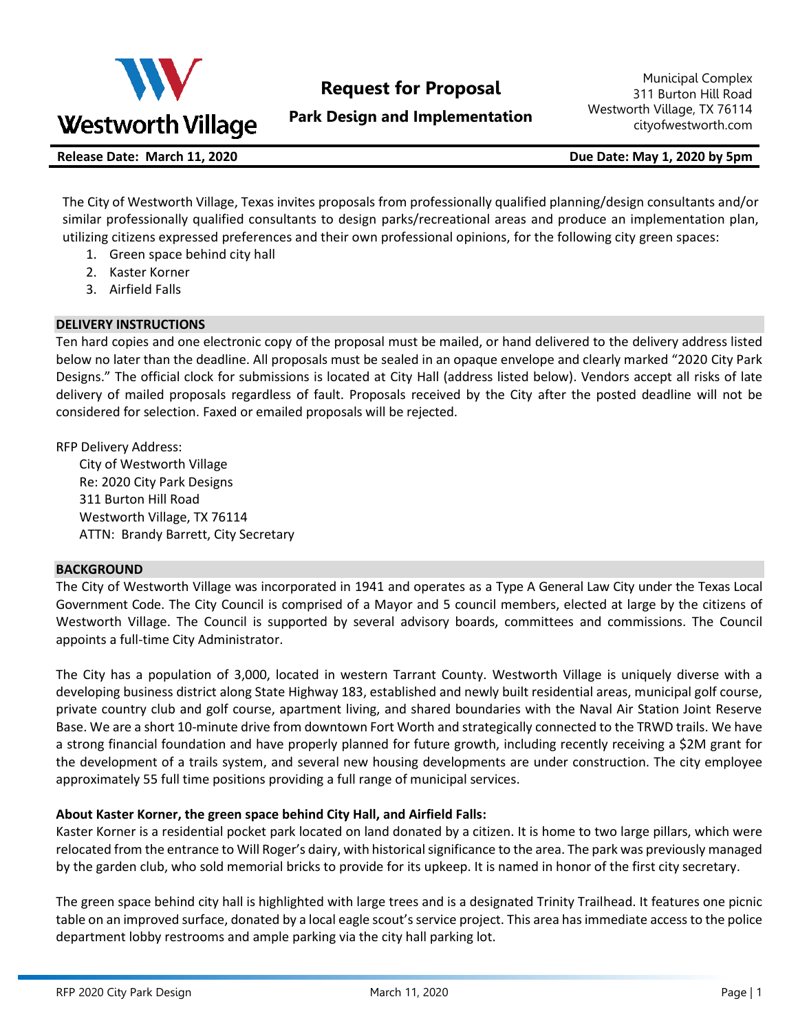Westworth Village

# Request for Proposal

## Park Design and Implementation

Municipal Complex
311 Burton Hill Road
Westworth Village, TX 76114
cityofwestworth.com

**Release Date: March 11, 2020** **Due Date: May 1, 2020 by 5pm**

The City of Westworth Village, Texas invites proposals from professionally qualified planning/design consultants and/or similar professionally qualified consultants to design parks/recreational areas and produce an implementation plan, utilizing citizens expressed preferences and their own professional opinions, for the following city green spaces:

1. Green space behind city hall
2. Kaster Korner
3. Airfield Falls

### DELIVERY INSTRUCTIONS

Ten hard copies and one electronic copy of the proposal must be mailed, or hand delivered to the delivery address listed below no later than the deadline. All proposals must be sealed in an opaque envelope and clearly marked "2020 City Park Designs." The official clock for submissions is located at City Hall (address listed below). Vendors accept all risks of late delivery of mailed proposals regardless of fault. Proposals received by the City after the posted deadline will not be considered for selection. Faxed or emailed proposals will be rejected.

RFP Delivery Address:
City of Westworth Village
Re: 2020 City Park Designs
311 Burton Hill Road
Westworth Village, TX 76114
ATTN: Brandy Barrett, City Secretary

### BACKGROUND

The City of Westworth Village was incorporated in 1941 and operates as a Type A General Law City under the Texas Local Government Code. The City Council is comprised of a Mayor and 5 council members, elected at large by the citizens of Westworth Village. The Council is supported by several advisory boards, committees and commissions. The Council appoints a full-time City Administrator.

The City has a population of 3,000, located in western Tarrant County. Westworth Village is uniquely diverse with a developing business district along State Highway 183, established and newly built residential areas, municipal golf course, private country club and golf course, apartment living, and shared boundaries with the Naval Air Station Joint Reserve Base. We are a short 10-minute drive from downtown Fort Worth and strategically connected to the TRWD trails. We have a strong financial foundation and have properly planned for future growth, including recently receiving a $2M grant for the development of a trails system, and several new housing developments are under construction. The city employee approximately 55 full time positions providing a full range of municipal services.

**About Kaster Korner, the green space behind City Hall, and Airfield Falls:**

Kaster Korner is a residential pocket park located on land donated by a citizen. It is home to two large pillars, which were relocated from the entrance to Will Roger's dairy, with historical significance to the area. The park was previously managed by the garden club, who sold memorial bricks to provide for its upkeep. It is named in honor of the first city secretary.

The green space behind city hall is highlighted with large trees and is a designated Trinity Trailhead. It features one picnic table on an improved surface, donated by a local eagle scout's service project. This area has immediate access to the police department lobby restrooms and ample parking via the city hall parking lot.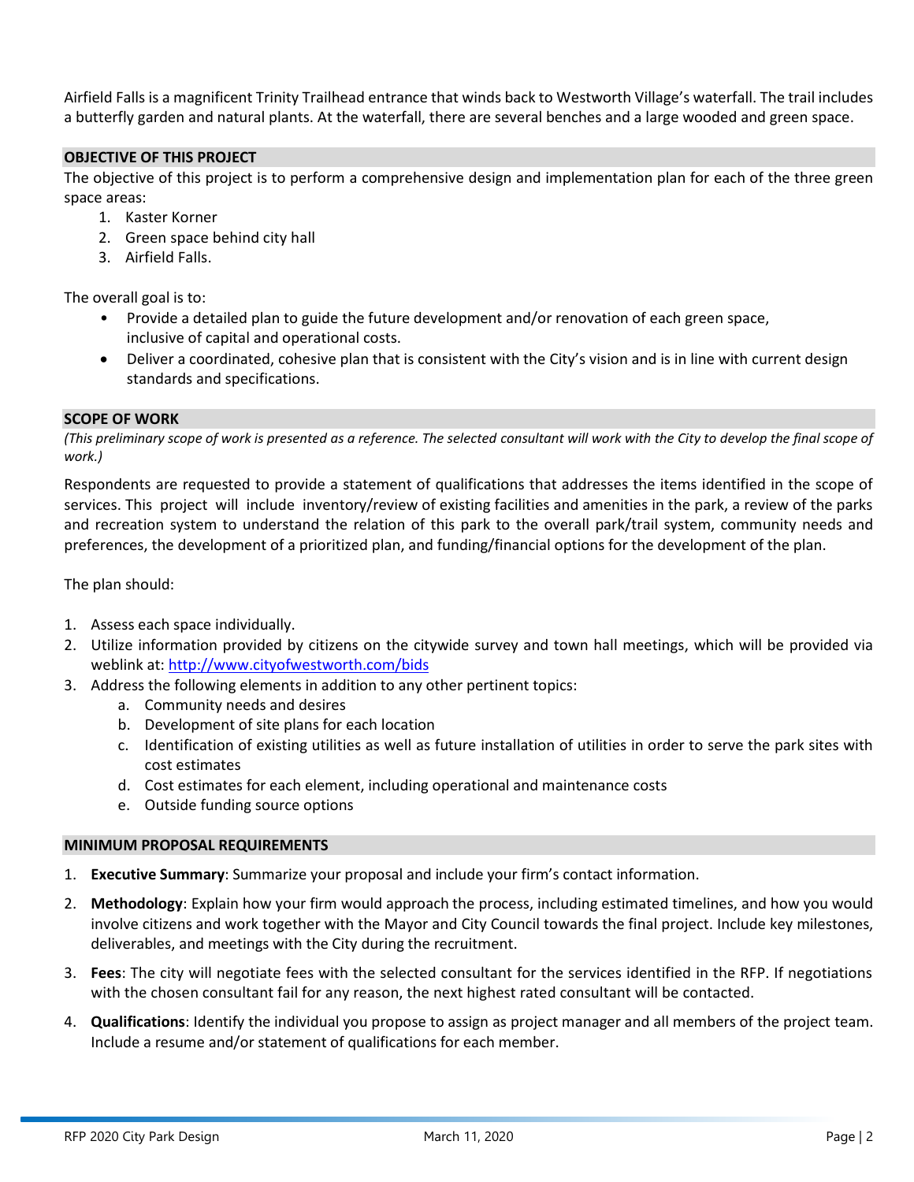Airfield Falls is a magnificent Trinity Trailhead entrance that winds back to Westworth Village's waterfall. The trail includes a butterfly garden and natural plants. At the waterfall, there are several benches and a large wooded and green space.

## OBJECTIVE OF THIS PROJECT

The objective of this project is to perform a comprehensive design and implementation plan for each of the three green space areas:

1. Kaster Korner
2. Green space behind city hall
3. Airfield Falls.

The overall goal is to:

- Provide a detailed plan to guide the future development and/or renovation of each green space, inclusive of capital and operational costs.
- Deliver a coordinated, cohesive plan that is consistent with the City's vision and is in line with current design standards and specifications.

## SCOPE OF WORK

*(This preliminary scope of work is presented as a reference. The selected consultant will work with the City to develop the final scope of work.)*

Respondents are requested to provide a statement of qualifications that addresses the items identified in the scope of services. This project will include inventory/review of existing facilities and amenities in the park, a review of the parks and recreation system to understand the relation of this park to the overall park/trail system, community needs and preferences, the development of a prioritized plan, and funding/financial options for the development of the plan.

The plan should:

1. Assess each space individually.
2. Utilize information provided by citizens on the citywide survey and town hall meetings, which will be provided via weblink at: http://www.cityofwestworth.com/bids
3. Address the following elements in addition to any other pertinent topics:
   a. Community needs and desires
   b. Development of site plans for each location
   c. Identification of existing utilities as well as future installation of utilities in order to serve the park sites with cost estimates
   d. Cost estimates for each element, including operational and maintenance costs
   e. Outside funding source options

## MINIMUM PROPOSAL REQUIREMENTS

1. **Executive Summary**: Summarize your proposal and include your firm's contact information.
2. **Methodology**: Explain how your firm would approach the process, including estimated timelines, and how you would involve citizens and work together with the Mayor and City Council towards the final project. Include key milestones, deliverables, and meetings with the City during the recruitment.
3. **Fees**: The city will negotiate fees with the selected consultant for the services identified in the RFP. If negotiations with the chosen consultant fail for any reason, the next highest rated consultant will be contacted.
4. **Qualifications**: Identify the individual you propose to assign as project manager and all members of the project team. Include a resume and/or statement of qualifications for each member.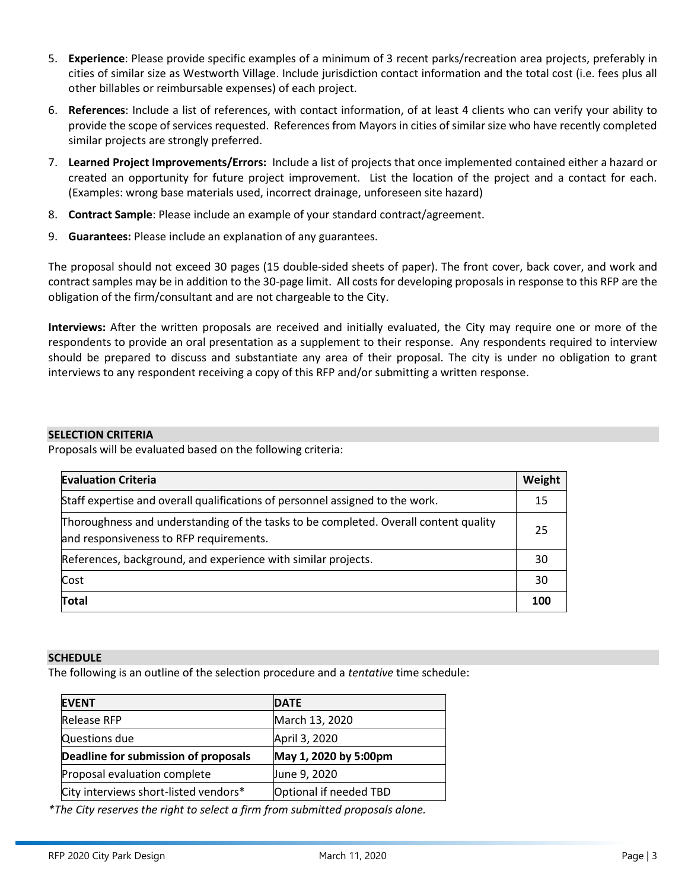5. **Experience**: Please provide specific examples of a minimum of 3 recent parks/recreation area projects, preferably in cities of similar size as Westworth Village. Include jurisdiction contact information and the total cost (i.e. fees plus all other billables or reimbursable expenses) of each project.
6. **References**: Include a list of references, with contact information, of at least 4 clients who can verify your ability to provide the scope of services requested. References from Mayors in cities of similar size who have recently completed similar projects are strongly preferred.
7. **Learned Project Improvements/Errors:** Include a list of projects that once implemented contained either a hazard or created an opportunity for future project improvement. List the location of the project and a contact for each. (Examples: wrong base materials used, incorrect drainage, unforeseen site hazard)
8. **Contract Sample**: Please include an example of your standard contract/agreement.
9. **Guarantees:** Please include an explanation of any guarantees.

The proposal should not exceed 30 pages (15 double-sided sheets of paper). The front cover, back cover, and work and contract samples may be in addition to the 30-page limit. All costs for developing proposals in response to this RFP are the obligation of the firm/consultant and are not chargeable to the City.

**Interviews:** After the written proposals are received and initially evaluated, the City may require one or more of the respondents to provide an oral presentation as a supplement to their response. Any respondents required to interview should be prepared to discuss and substantiate any area of their proposal. The city is under no obligation to grant interviews to any respondent receiving a copy of this RFP and/or submitting a written response.

## SELECTION CRITERIA

Proposals will be evaluated based on the following criteria:

| **Evaluation Criteria** | **Weight** |
| --- | --- |
| Staff expertise and overall qualifications of personnel assigned to the work. | 15 |
| Thoroughness and understanding of the tasks to be completed. Overall content quality and responsiveness to RFP requirements. | 25 |
| References, background, and experience with similar projects. | 30 |
| Cost | 30 |
| **Total** | **100** |

## SCHEDULE

The following is an outline of the selection procedure and a *tentative* time schedule:

| **EVENT** | **DATE** |
| --- | --- |
| Release RFP | March 13, 2020 |
| Questions due | April 3, 2020 |
| **Deadline for submission of proposals** | **May 1, 2020 by 5:00pm** |
| Proposal evaluation complete | June 9, 2020 |
| City interviews short-listed vendors* | Optional if needed TBD |

**The City reserves the right to select a firm from submitted proposals alone.*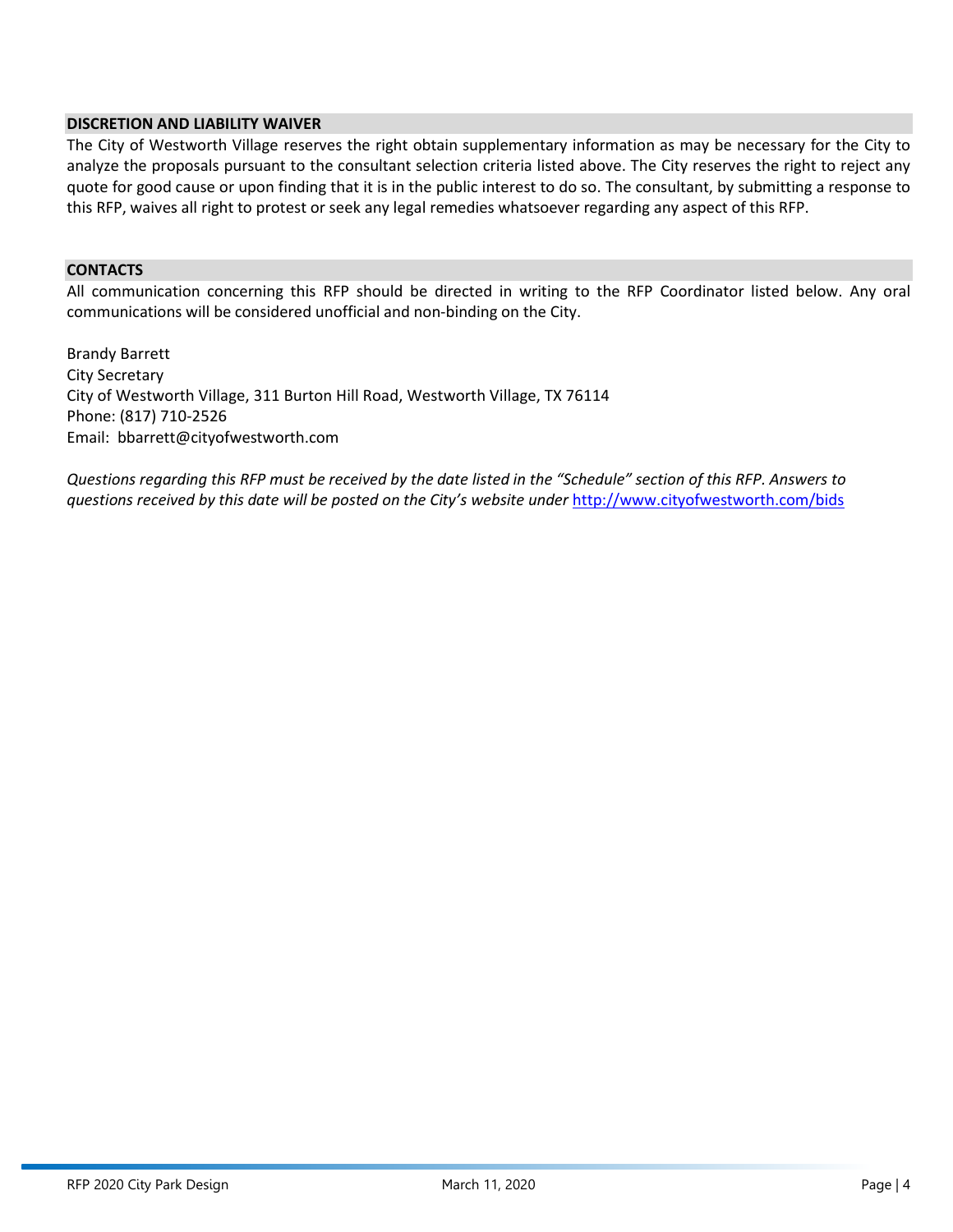## DISCRETION AND LIABILITY WAIVER

The City of Westworth Village reserves the right obtain supplementary information as may be necessary for the City to analyze the proposals pursuant to the consultant selection criteria listed above. The City reserves the right to reject any quote for good cause or upon finding that it is in the public interest to do so. The consultant, by submitting a response to this RFP, waives all right to protest or seek any legal remedies whatsoever regarding any aspect of this RFP.

## CONTACTS

All communication concerning this RFP should be directed in writing to the RFP Coordinator listed below. Any oral communications will be considered unofficial and non-binding on the City.

Brandy Barrett
City Secretary
City of Westworth Village, 311 Burton Hill Road, Westworth Village, TX 76114
Phone: (817) 710-2526
Email: bbarrett@cityofwestworth.com

*Questions regarding this RFP must be received by the date listed in the "Schedule" section of this RFP. Answers to questions received by this date will be posted on the City's website under* http://www.cityofwestworth.com/bids